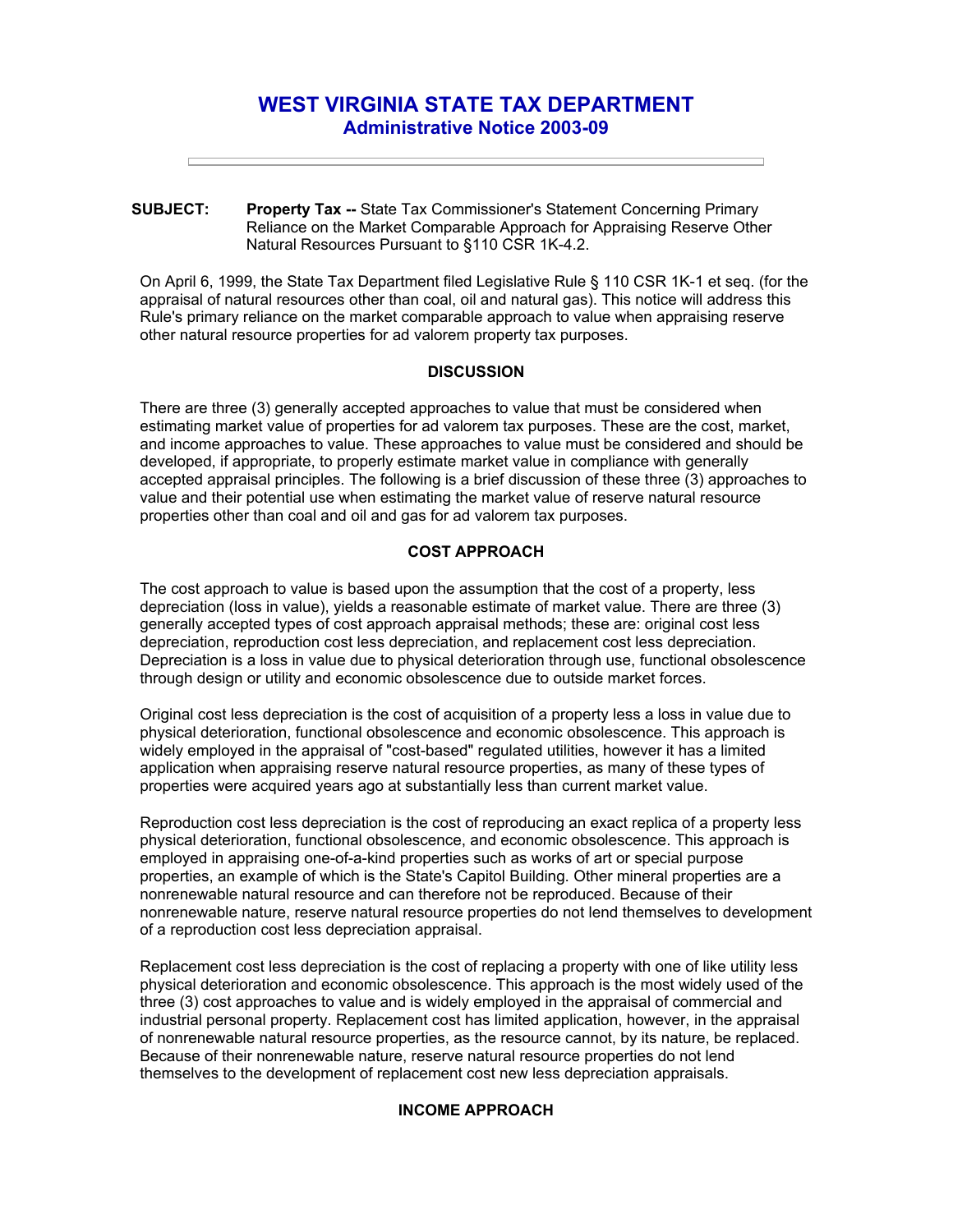# WEST VIRGINIA STATE TAX DEPARTMENT
## Administrative Notice 2003-09

---

**SUBJECT:** **Property Tax --** State Tax Commissioner's Statement Concerning Primary Reliance on the Market Comparable Approach for Appraising Reserve Other Natural Resources Pursuant to §110 CSR 1K-4.2.

On April 6, 1999, the State Tax Department filed Legislative Rule § 110 CSR 1K-1 et seq. (for the appraisal of natural resources other than coal, oil and natural gas). This notice will address this Rule's primary reliance on the market comparable approach to value when appraising reserve other natural resource properties for ad valorem property tax purposes.

### DISCUSSION

There are three (3) generally accepted approaches to value that must be considered when estimating market value of properties for ad valorem tax purposes. These are the cost, market, and income approaches to value. These approaches to value must be considered and should be developed, if appropriate, to properly estimate market value in compliance with generally accepted appraisal principles. The following is a brief discussion of these three (3) approaches to value and their potential use when estimating the market value of reserve natural resource properties other than coal and oil and gas for ad valorem tax purposes.

### COST APPROACH

The cost approach to value is based upon the assumption that the cost of a property, less depreciation (loss in value), yields a reasonable estimate of market value. There are three (3) generally accepted types of cost approach appraisal methods; these are: original cost less depreciation, reproduction cost less depreciation, and replacement cost less depreciation. Depreciation is a loss in value due to physical deterioration through use, functional obsolescence through design or utility and economic obsolescence due to outside market forces.

Original cost less depreciation is the cost of acquisition of a property less a loss in value due to physical deterioration, functional obsolescence and economic obsolescence. This approach is widely employed in the appraisal of "cost-based" regulated utilities, however it has a limited application when appraising reserve natural resource properties, as many of these types of properties were acquired years ago at substantially less than current market value.

Reproduction cost less depreciation is the cost of reproducing an exact replica of a property less physical deterioration, functional obsolescence, and economic obsolescence. This approach is employed in appraising one-of-a-kind properties such as works of art or special purpose properties, an example of which is the State's Capitol Building. Other mineral properties are a nonrenewable natural resource and can therefore not be reproduced. Because of their nonrenewable nature, reserve natural resource properties do not lend themselves to development of a reproduction cost less depreciation appraisal.

Replacement cost less depreciation is the cost of replacing a property with one of like utility less physical deterioration and economic obsolescence. This approach is the most widely used of the three (3) cost approaches to value and is widely employed in the appraisal of commercial and industrial personal property. Replacement cost has limited application, however, in the appraisal of nonrenewable natural resource properties, as the resource cannot, by its nature, be replaced. Because of their nonrenewable nature, reserve natural resource properties do not lend themselves to the development of replacement cost new less depreciation appraisals.

### INCOME APPROACH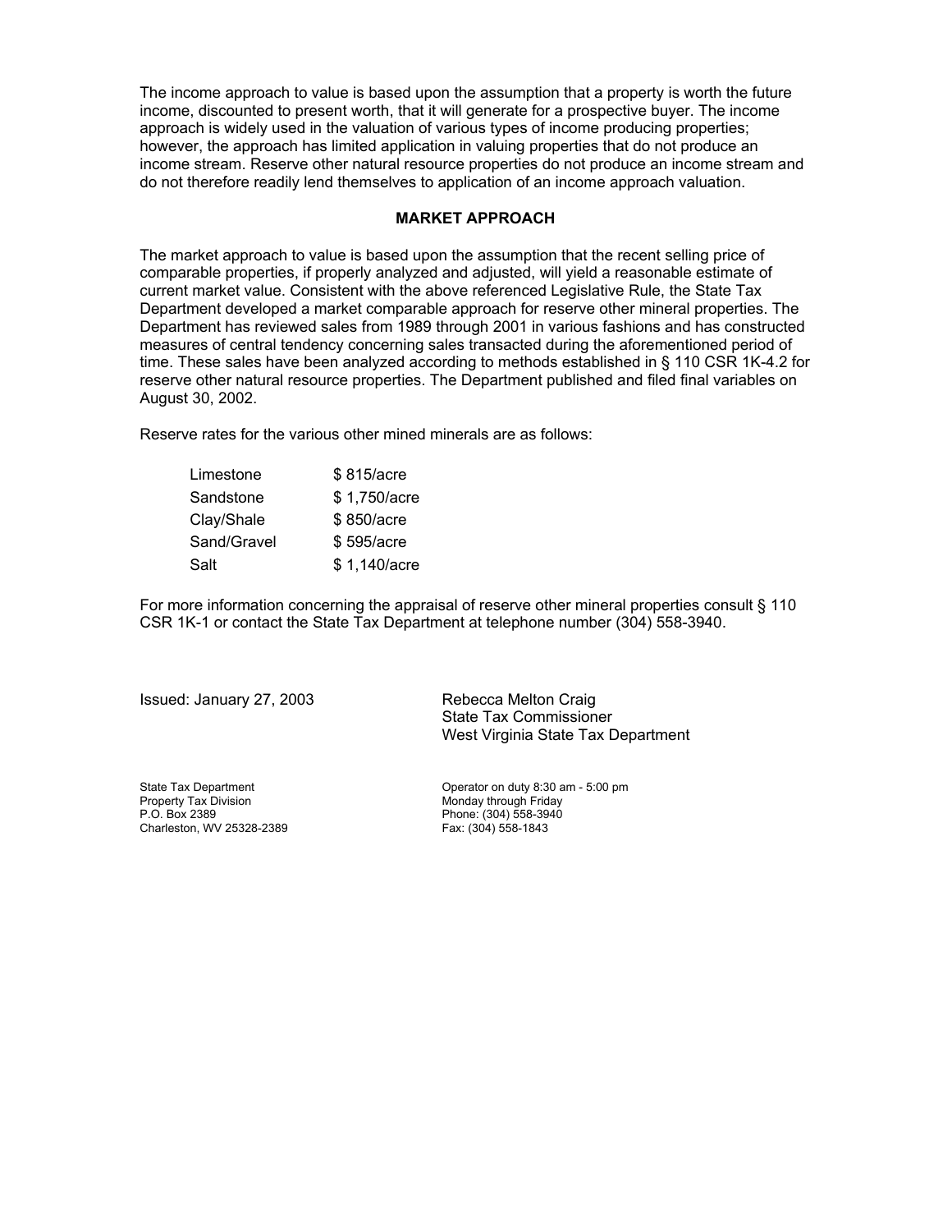The income approach to value is based upon the assumption that a property is worth the future income, discounted to present worth, that it will generate for a prospective buyer. The income approach is widely used in the valuation of various types of income producing properties; however, the approach has limited application in valuing properties that do not produce an income stream. Reserve other natural resource properties do not produce an income stream and do not therefore readily lend themselves to application of an income approach valuation.

## MARKET APPROACH

The market approach to value is based upon the assumption that the recent selling price of comparable properties, if properly analyzed and adjusted, will yield a reasonable estimate of current market value. Consistent with the above referenced Legislative Rule, the State Tax Department developed a market comparable approach for reserve other mineral properties. The Department has reviewed sales from 1989 through 2001 in various fashions and has constructed measures of central tendency concerning sales transacted during the aforementioned period of time. These sales have been analyzed according to methods established in § 110 CSR 1K-4.2 for reserve other natural resource properties. The Department published and filed final variables on August 30, 2002.

Reserve rates for the various other mined minerals are as follows:

| | |
|---|---|
| Limestone | $ 815/acre |
| Sandstone | $ 1,750/acre |
| Clay/Shale | $ 850/acre |
| Sand/Gravel | $ 595/acre |
| Salt | $ 1,140/acre |

For more information concerning the appraisal of reserve other mineral properties consult § 110 CSR 1K-1 or contact the State Tax Department at telephone number (304) 558-3940.

Issued: January 27, 2003

Rebecca Melton Craig
State Tax Commissioner
West Virginia State Tax Department

State Tax Department
Property Tax Division
P.O. Box 2389
Charleston, WV 25328-2389

Operator on duty 8:30 am - 5:00 pm
Monday through Friday
Phone: (304) 558-3940
Fax: (304) 558-1843